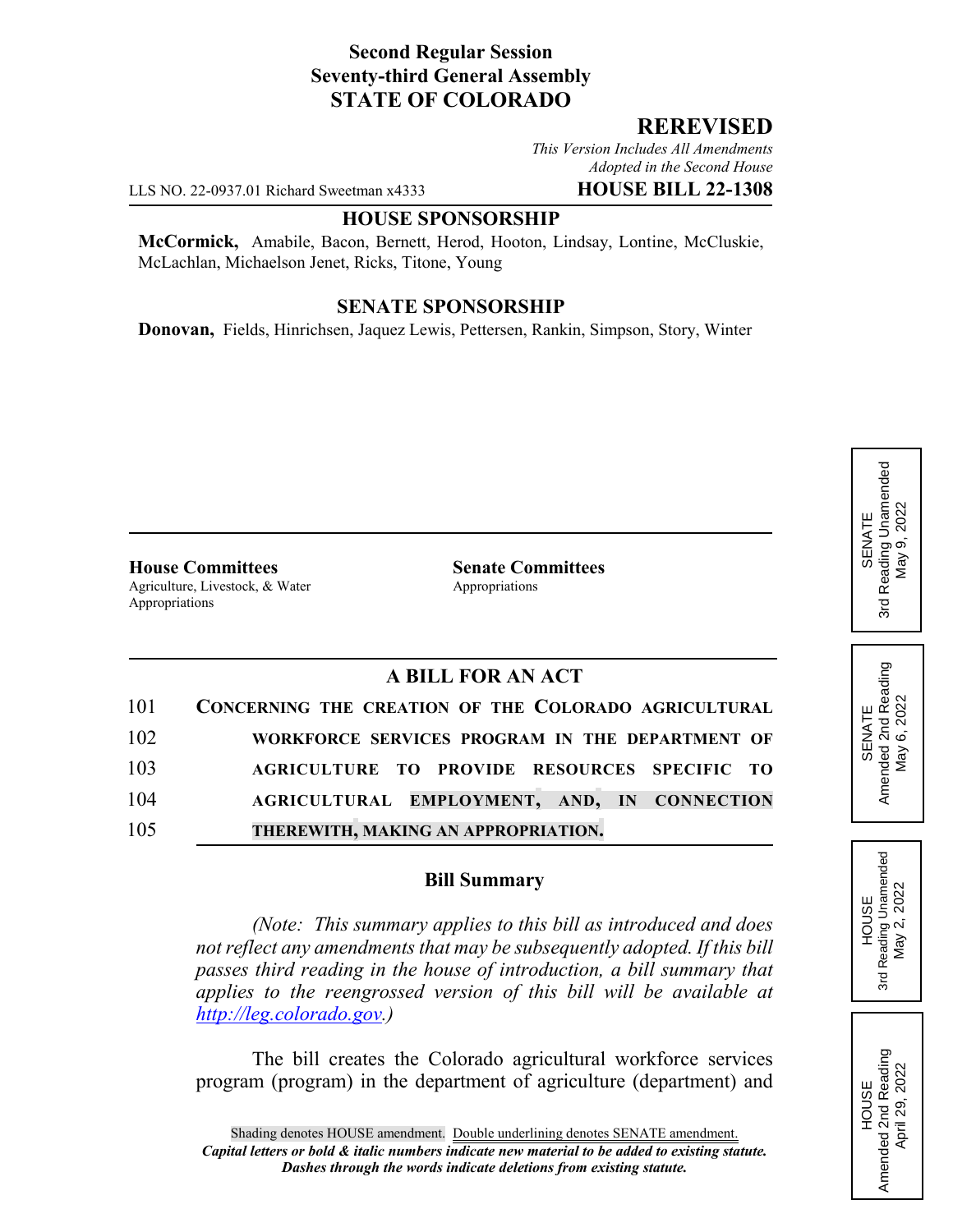**Second Regular Session**
**Seventy-third General Assembly**
**STATE OF COLORADO**

**REREVISED**

*This Version Includes All Amendments Adopted in the Second House*

LLS NO. 22-0937.01 Richard Sweetman x4333 **HOUSE BILL 22-1308**

**HOUSE SPONSORSHIP**

**McCormick,** Amabile, Bacon, Bernett, Herod, Hooton, Lindsay, Lontine, McCluskie, McLachlan, Michaelson Jenet, Ricks, Titone, Young

**SENATE SPONSORSHIP**

**Donovan,** Fields, Hinrichsen, Jaquez Lewis, Pettersen, Rankin, Simpson, Story, Winter

SENATE 3rd Reading Unamended May 9, 2022

SENATE Amended 2nd Reading May 6, 2022

HOUSE 3rd Reading Unamended May 2, 2022

HOUSE Amended 2nd Reading April 29, 2022

**House Committees**
Agriculture, Livestock, & Water
Appropriations

**Senate Committees**
Appropriations

## A BILL FOR AN ACT

101 **CONCERNING THE CREATION OF THE COLORADO AGRICULTURAL**
102 **WORKFORCE SERVICES PROGRAM IN THE DEPARTMENT OF**
103 **AGRICULTURE TO PROVIDE RESOURCES SPECIFIC TO**
104 **AGRICULTURAL EMPLOYMENT, AND, IN CONNECTION**
105 **THEREWITH, MAKING AN APPROPRIATION.**

### Bill Summary

*(Note: This summary applies to this bill as introduced and does not reflect any amendments that may be subsequently adopted. If this bill passes third reading in the house of introduction, a bill summary that applies to the reengrossed version of this bill will be available at http://leg.colorado.gov.)*

The bill creates the Colorado agricultural workforce services program (program) in the department of agriculture (department) and

Shading denotes HOUSE amendment. Double underlining denotes SENATE amendment.
*Capital letters or bold & italic numbers indicate new material to be added to existing statute.*
*Dashes through the words indicate deletions from existing statute.*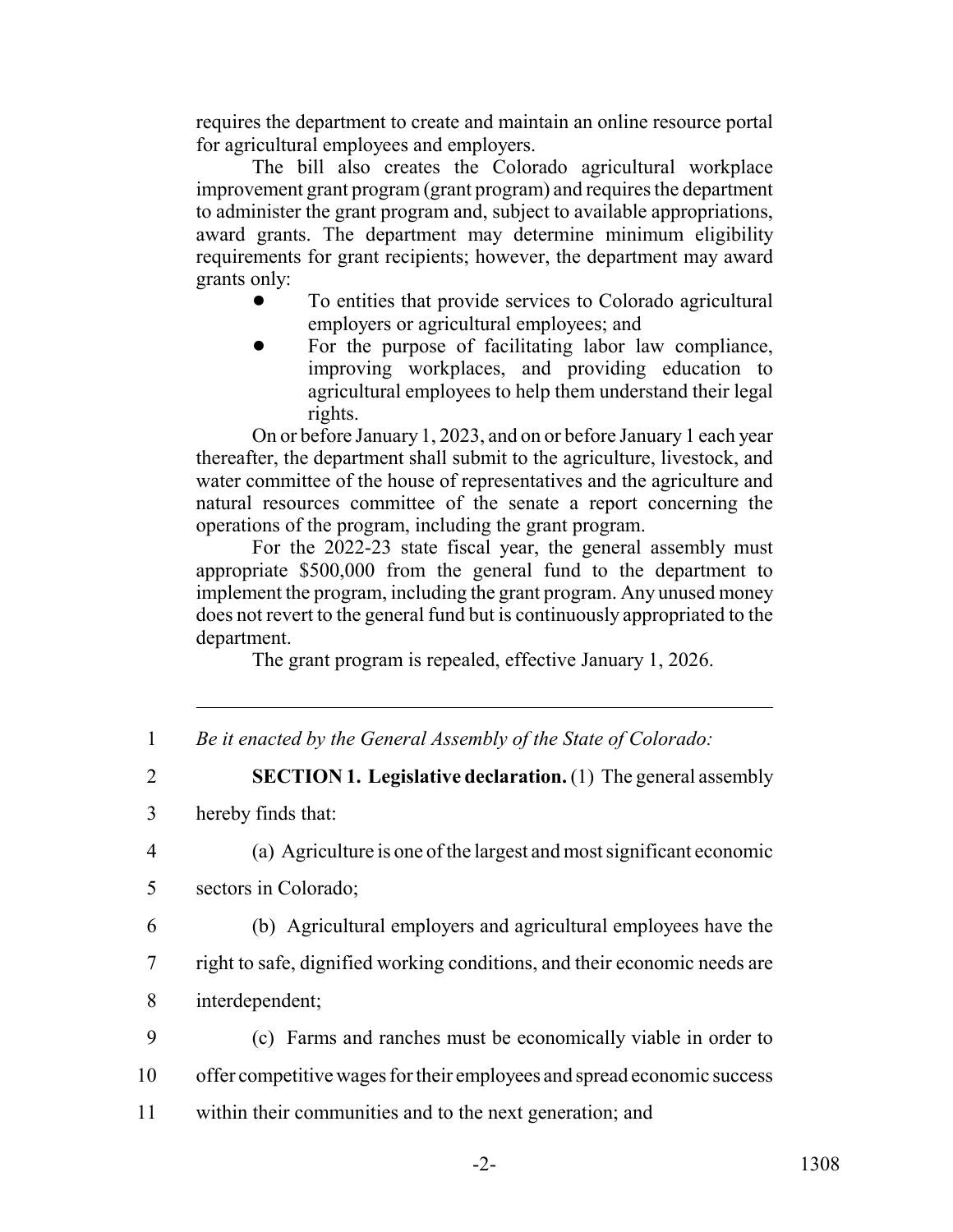requires the department to create and maintain an online resource portal for agricultural employees and employers.

The bill also creates the Colorado agricultural workplace improvement grant program (grant program) and requires the department to administer the grant program and, subject to available appropriations, award grants. The department may determine minimum eligibility requirements for grant recipients; however, the department may award grants only:

- To entities that provide services to Colorado agricultural employers or agricultural employees; and
- For the purpose of facilitating labor law compliance, improving workplaces, and providing education to agricultural employees to help them understand their legal rights.

On or before January 1, 2023, and on or before January 1 each year thereafter, the department shall submit to the agriculture, livestock, and water committee of the house of representatives and the agriculture and natural resources committee of the senate a report concerning the operations of the program, including the grant program.

For the 2022-23 state fiscal year, the general assembly must appropriate $500,000 from the general fund to the department to implement the program, including the grant program. Any unused money does not revert to the general fund but is continuously appropriated to the department.

The grant program is repealed, effective January 1, 2026.

---

1 *Be it enacted by the General Assembly of the State of Colorado:*

2 **SECTION 1. Legislative declaration.** (1) The general assembly
3 hereby finds that:

4 (a) Agriculture is one of the largest and most significant economic
5 sectors in Colorado;

6 (b) Agricultural employers and agricultural employees have the
7 right to safe, dignified working conditions, and their economic needs are
8 interdependent;

9 (c) Farms and ranches must be economically viable in order to
10 offer competitive wages for their employees and spread economic success
11 within their communities and to the next generation; and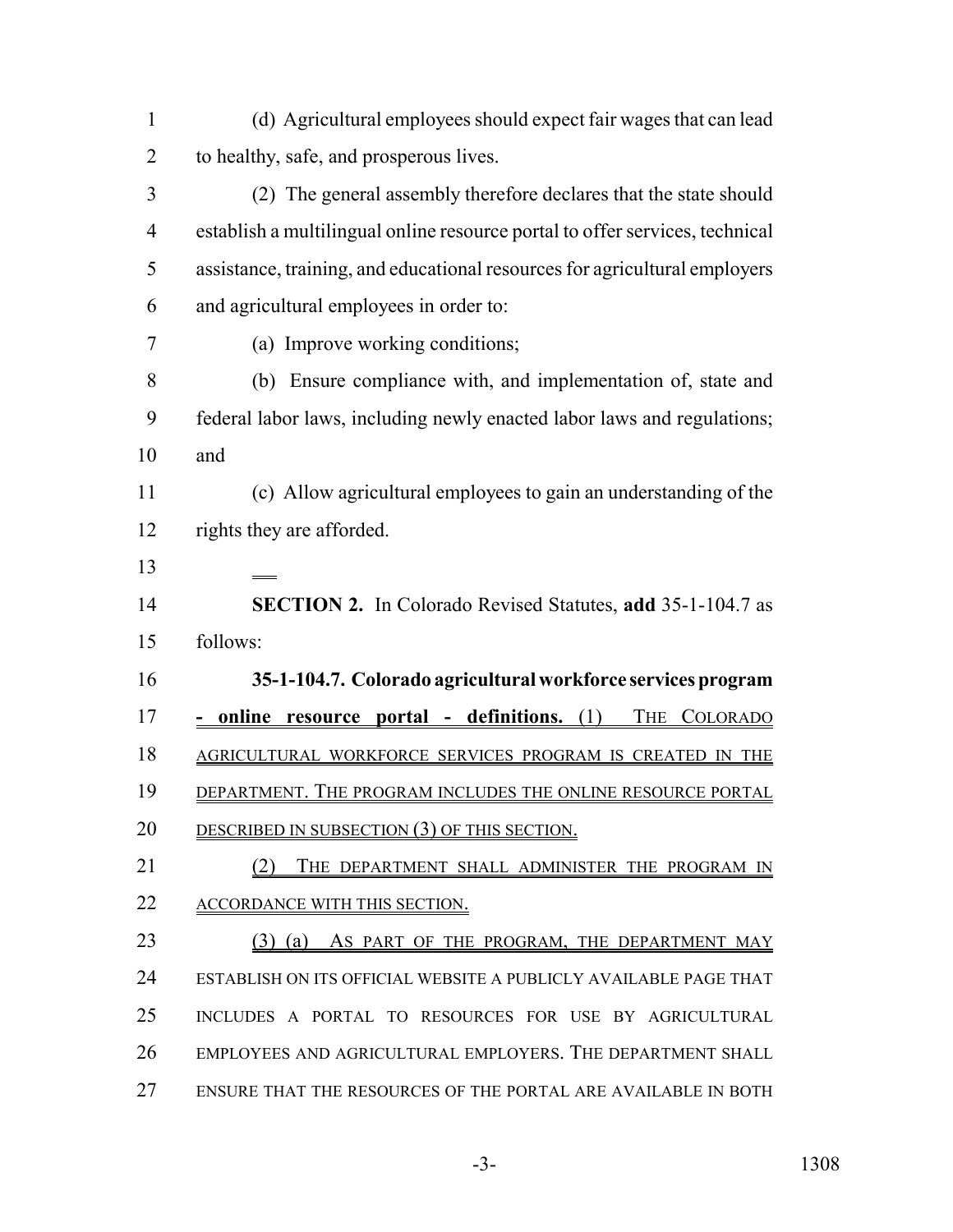(d) Agricultural employees should expect fair wages that can lead to healthy, safe, and prosperous lives.

(2) The general assembly therefore declares that the state should establish a multilingual online resource portal to offer services, technical assistance, training, and educational resources for agricultural employers and agricultural employees in order to:

(a) Improve working conditions;

(b) Ensure compliance with, and implementation of, state and federal labor laws, including newly enacted labor laws and regulations; and

(c) Allow agricultural employees to gain an understanding of the rights they are afforded.

**SECTION 2.** In Colorado Revised Statutes, **add** 35-1-104.7 as follows:

**35-1-104.7. Colorado agricultural workforce services program - online resource portal - definitions.** (1) THE COLORADO AGRICULTURAL WORKFORCE SERVICES PROGRAM IS CREATED IN THE DEPARTMENT. THE PROGRAM INCLUDES THE ONLINE RESOURCE PORTAL DESCRIBED IN SUBSECTION (3) OF THIS SECTION.

(2) THE DEPARTMENT SHALL ADMINISTER THE PROGRAM IN ACCORDANCE WITH THIS SECTION.

(3) (a) AS PART OF THE PROGRAM, THE DEPARTMENT MAY ESTABLISH ON ITS OFFICIAL WEBSITE A PUBLICLY AVAILABLE PAGE THAT INCLUDES A PORTAL TO RESOURCES FOR USE BY AGRICULTURAL EMPLOYEES AND AGRICULTURAL EMPLOYERS. THE DEPARTMENT SHALL ENSURE THAT THE RESOURCES OF THE PORTAL ARE AVAILABLE IN BOTH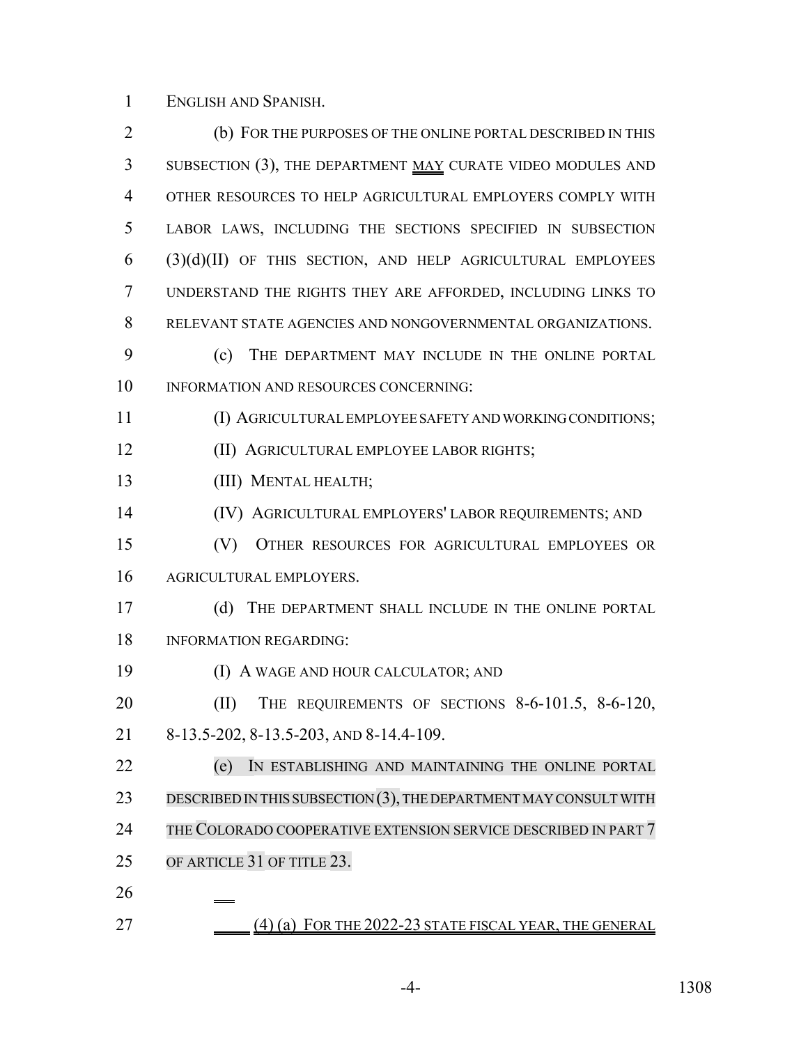ENGLISH AND SPANISH.

(b) FOR THE PURPOSES OF THE ONLINE PORTAL DESCRIBED IN THIS SUBSECTION (3), THE DEPARTMENT MAY CURATE VIDEO MODULES AND OTHER RESOURCES TO HELP AGRICULTURAL EMPLOYERS COMPLY WITH LABOR LAWS, INCLUDING THE SECTIONS SPECIFIED IN SUBSECTION (3)(d)(II) OF THIS SECTION, AND HELP AGRICULTURAL EMPLOYEES UNDERSTAND THE RIGHTS THEY ARE AFFORDED, INCLUDING LINKS TO RELEVANT STATE AGENCIES AND NONGOVERNMENTAL ORGANIZATIONS.

(c) THE DEPARTMENT MAY INCLUDE IN THE ONLINE PORTAL INFORMATION AND RESOURCES CONCERNING:

(I) AGRICULTURAL EMPLOYEE SAFETY AND WORKING CONDITIONS;

(II) AGRICULTURAL EMPLOYEE LABOR RIGHTS;

(III) MENTAL HEALTH;

(IV) AGRICULTURAL EMPLOYERS' LABOR REQUIREMENTS; AND

(V) OTHER RESOURCES FOR AGRICULTURAL EMPLOYEES OR AGRICULTURAL EMPLOYERS.

(d) THE DEPARTMENT SHALL INCLUDE IN THE ONLINE PORTAL INFORMATION REGARDING:

(I) A WAGE AND HOUR CALCULATOR; AND

(II) THE REQUIREMENTS OF SECTIONS 8-6-101.5, 8-6-120, 8-13.5-202, 8-13.5-203, AND 8-14.4-109.

(e) IN ESTABLISHING AND MAINTAINING THE ONLINE PORTAL DESCRIBED IN THIS SUBSECTION (3), THE DEPARTMENT MAY CONSULT WITH THE COLORADO COOPERATIVE EXTENSION SERVICE DESCRIBED IN PART 7 OF ARTICLE 31 OF TITLE 23.

(4) (a) FOR THE 2022-23 STATE FISCAL YEAR, THE GENERAL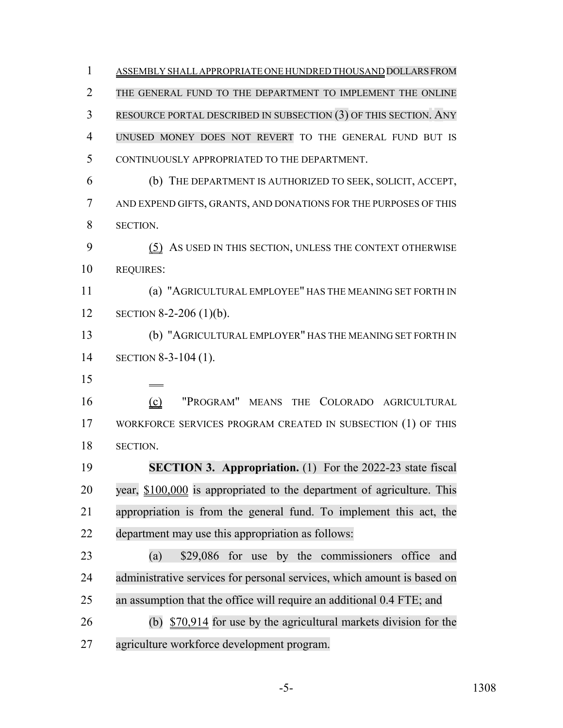ASSEMBLY SHALL APPROPRIATE ONE HUNDRED THOUSAND DOLLARS FROM THE GENERAL FUND TO THE DEPARTMENT TO IMPLEMENT THE ONLINE RESOURCE PORTAL DESCRIBED IN SUBSECTION (3) OF THIS SECTION. ANY UNUSED MONEY DOES NOT REVERT TO THE GENERAL FUND BUT IS CONTINUOUSLY APPROPRIATED TO THE DEPARTMENT.

(b) THE DEPARTMENT IS AUTHORIZED TO SEEK, SOLICIT, ACCEPT, AND EXPEND GIFTS, GRANTS, AND DONATIONS FOR THE PURPOSES OF THIS SECTION.

(5) AS USED IN THIS SECTION, UNLESS THE CONTEXT OTHERWISE REQUIRES:

(a) "AGRICULTURAL EMPLOYEE" HAS THE MEANING SET FORTH IN SECTION 8-2-206 (1)(b).

(b) "AGRICULTURAL EMPLOYER" HAS THE MEANING SET FORTH IN SECTION 8-3-104 (1).

(c) "PROGRAM" MEANS THE COLORADO AGRICULTURAL WORKFORCE SERVICES PROGRAM CREATED IN SUBSECTION (1) OF THIS SECTION.

**SECTION 3. Appropriation.** (1) For the 2022-23 state fiscal year, $100,000 is appropriated to the department of agriculture. This appropriation is from the general fund. To implement this act, the department may use this appropriation as follows:

(a) $29,086 for use by the commissioners office and administrative services for personal services, which amount is based on an assumption that the office will require an additional 0.4 FTE; and

(b) $70,914 for use by the agricultural markets division for the agriculture workforce development program.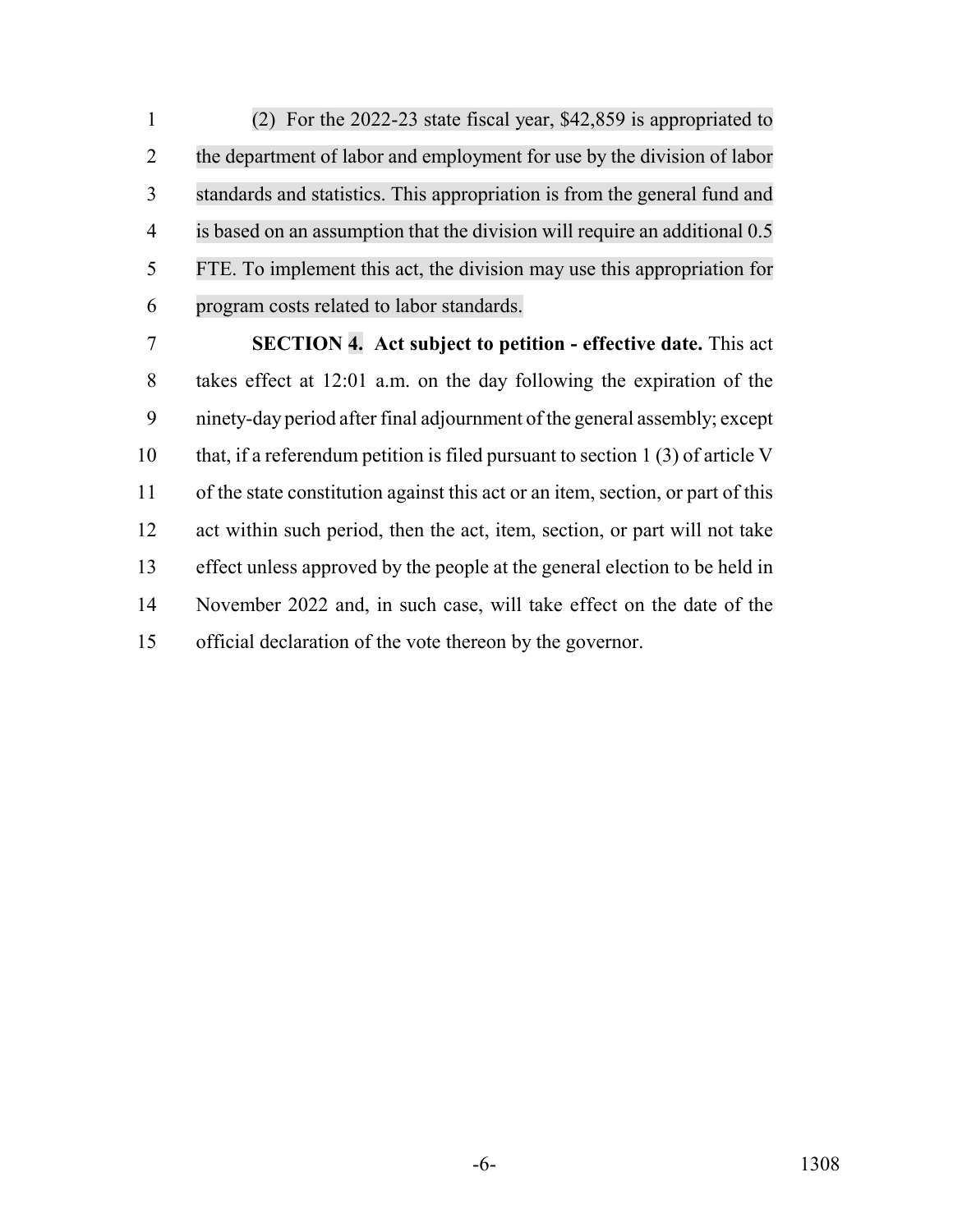(2) For the 2022-23 state fiscal year, $42,859 is appropriated to the department of labor and employment for use by the division of labor standards and statistics. This appropriation is from the general fund and is based on an assumption that the division will require an additional 0.5 FTE. To implement this act, the division may use this appropriation for program costs related to labor standards.

**SECTION 4. Act subject to petition - effective date.** This act takes effect at 12:01 a.m. on the day following the expiration of the ninety-day period after final adjournment of the general assembly; except that, if a referendum petition is filed pursuant to section 1 (3) of article V of the state constitution against this act or an item, section, or part of this act within such period, then the act, item, section, or part will not take effect unless approved by the people at the general election to be held in November 2022 and, in such case, will take effect on the date of the official declaration of the vote thereon by the governor.